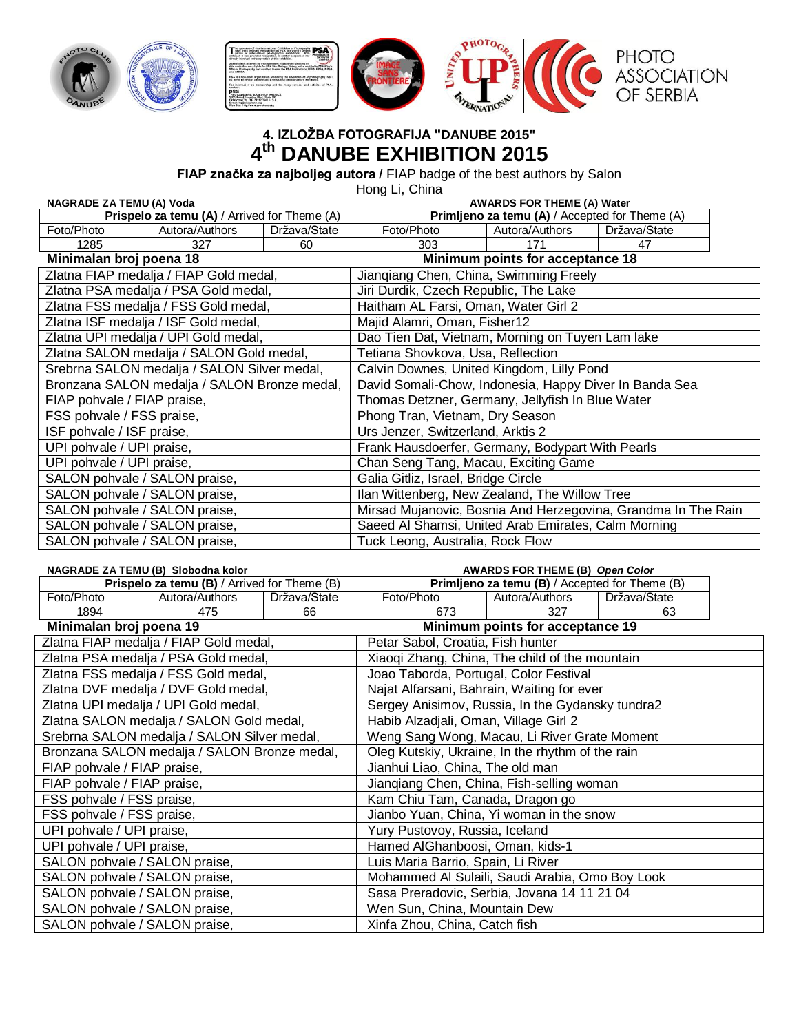# 4. IZLOŽBA FOTOGRAFIJA "DANUBE 2015"

# 4th DANUBE EXHIBITION 2015

**FIAP značka za najboljeg autora /** FIAP badge of the best authors by Salon

Hong Li, China

**NAGRADE ZA TEMU (A) Voda** — **AWARDS FOR THEME (A) Water**

| **Prispelo za temu (A)** / Arrived for Theme (A) | | | **Primljeno za temu (A)** / Accepted for Theme (A) | | |
|---|---|---|---|---|---|
| Foto/Photo | Autora/Authors | Država/State | Foto/Photo | Autora/Authors | Država/State |
| 1285 | 327 | 60 | 303 | 171 | 47 |

**Minimalan broj poena 18** — **Minimum points for acceptance 18**

| Nagrada / Award | Autor, Država, Naslov |
|---|---|
| Zlatna FIAP medalja / FIAP Gold medal, | Jianqiang Chen, China, Swimming Freely |
| Zlatna PSA medalja / PSA Gold medal, | Jiri Durdik, Czech Republic, The Lake |
| Zlatna FSS medalja / FSS Gold medal, | Haitham AL Farsi, Oman, Water Girl 2 |
| Zlatna ISF medalja / ISF Gold medal, | Majid Alamri, Oman, Fisher12 |
| Zlatna UPI medalja / UPI Gold medal, | Dao Tien Dat, Vietnam, Morning on Tuyen Lam lake |
| Zlatna SALON medalja / SALON Gold medal, | Tetiana Shovkova, Usa, Reflection |
| Srebrna SALON medalja / SALON Silver medal, | Calvin Downes, United Kingdom, Lilly Pond |
| Bronzana SALON medalja / SALON Bronze medal, | David Somali-Chow, Indonesia, Happy Diver In Banda Sea |
| FIAP pohvale / FIAP praise, | Thomas Detzner, Germany, Jellyfish In Blue Water |
| FSS pohvale / FSS praise, | Phong Tran, Vietnam, Dry Season |
| ISF pohvale / ISF praise, | Urs Jenzer, Switzerland, Arktis 2 |
| UPI pohvale / UPI praise, | Frank Hausdoerfer, Germany, Bodypart With Pearls |
| UPI pohvale / UPI praise, | Chan Seng Tang, Macau, Exciting Game |
| SALON pohvale / SALON praise, | Galia Gitliz, Israel, Bridge Circle |
| SALON pohvale / SALON praise, | Ilan Wittenberg, New Zealand, The Willow Tree |
| SALON pohvale / SALON praise, | Mirsad Mujanovic, Bosnia And Herzegovina, Grandma In The Rain |
| SALON pohvale / SALON praise, | Saeed Al Shamsi, United Arab Emirates, Calm Morning |
| SALON pohvale / SALON praise, | Tuck Leong, Australia, Rock Flow |

**NAGRADE ZA TEMU (B) Slobodna kolor** — **AWARDS FOR THEME (B) *Open Color***

| **Prispelo za temu (B)** / Arrived for Theme (B) | | | **Primljeno za temu (B)** / Accepted for Theme (B) | | |
|---|---|---|---|---|---|
| Foto/Photo | Autora/Authors | Država/State | Foto/Photo | Autora/Authors | Država/State |
| 1894 | 475 | 66 | 673 | 327 | 63 |

**Minimalan broj poena 19** — **Minimum points for acceptance 19**

| Nagrada / Award | Autor, Država, Naslov |
|---|---|
| Zlatna FIAP medalja / FIAP Gold medal, | Petar Sabol, Croatia, Fish hunter |
| Zlatna PSA medalja / PSA Gold medal, | Xiaoqi Zhang, China, The child of the mountain |
| Zlatna FSS medalja / FSS Gold medal, | Joao Taborda, Portugal, Color Festival |
| Zlatna DVF medalja / DVF Gold medal, | Najat Alfarsani, Bahrain, Waiting for ever |
| Zlatna UPI medalja / UPI Gold medal, | Sergey Anisimov, Russia, In the Gydansky tundra2 |
| Zlatna SALON medalja / SALON Gold medal, | Habib Alzadjali, Oman, Village Girl 2 |
| Srebrna SALON medalja / SALON Silver medal, | Weng Sang Wong, Macau, Li River Grate Moment |
| Bronzana SALON medalja / SALON Bronze medal, | Oleg Kutskiy, Ukraine, In the rhythm of the rain |
| FIAP pohvale / FIAP praise, | Jianhui Liao, China, The old man |
| FIAP pohvale / FIAP praise, | Jianqiang Chen, China, Fish-selling woman |
| FSS pohvale / FSS praise, | Kam Chiu Tam, Canada, Dragon go |
| FSS pohvale / FSS praise, | Jianbo Yuan, China, Yi woman in the snow |
| UPI pohvale / UPI praise, | Yury Pustovoy, Russia, Iceland |
| UPI pohvale / UPI praise, | Hamed AlGhanboosi, Oman, kids-1 |
| SALON pohvale / SALON praise, | Luis Maria Barrio, Spain, Li River |
| SALON pohvale / SALON praise, | Mohammed Al Sulaili, Saudi Arabia, Omo Boy Look |
| SALON pohvale / SALON praise, | Sasa Preradovic, Serbia, Jovana 14 11 21 04 |
| SALON pohvale / SALON praise, | Wen Sun, China, Mountain Dew |
| SALON pohvale / SALON praise, | Xinfa Zhou, China, Catch fish |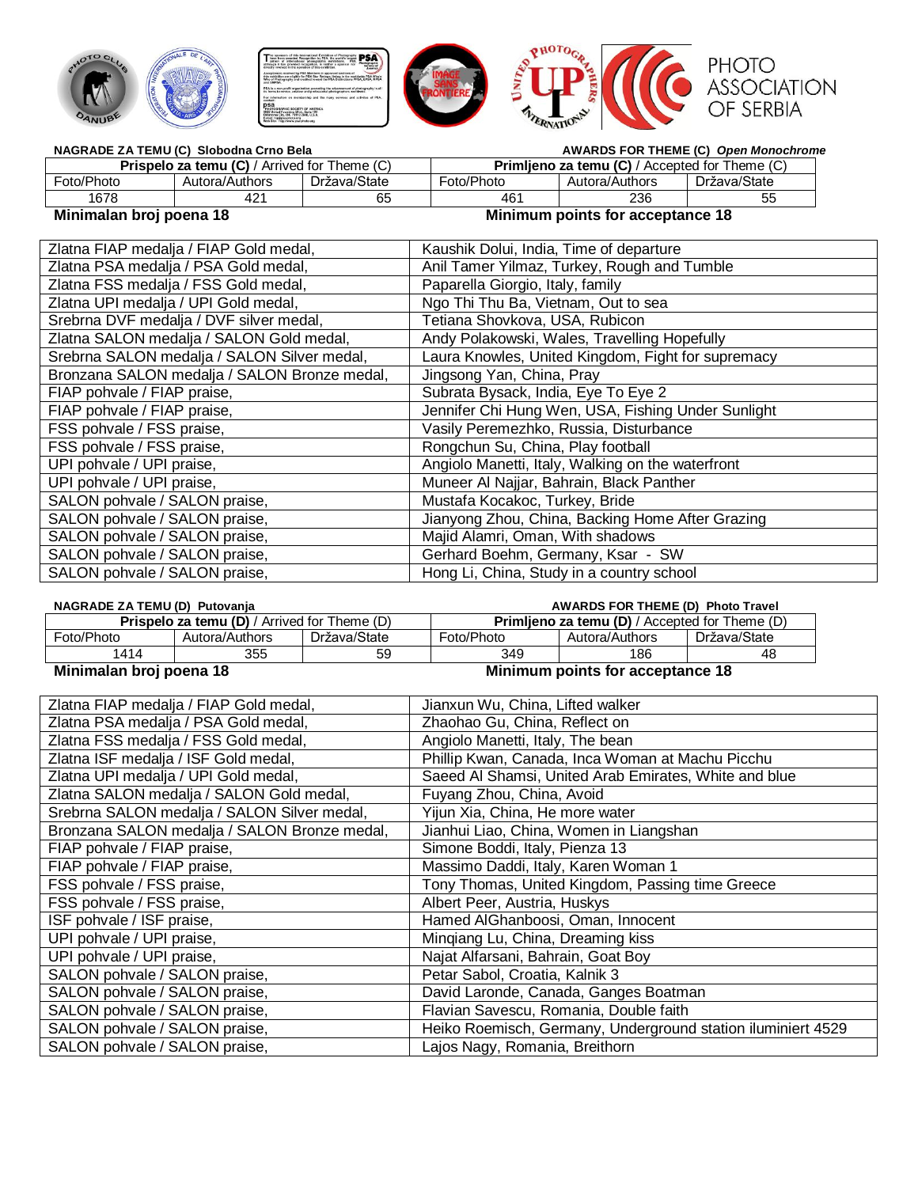**NAGRADE ZA TEMU (C) Slobodna Crno Bela** — **AWARDS FOR THEME (C) *Open Monochrome***

| Prispelo za temu (C) / Arrived for Theme (C) | | | Primljeno za temu (C) / Accepted for Theme (C) | | |
|---|---|---|---|---|---|
| Foto/Photo | Autora/Authors | Država/State | Foto/Photo | Autora/Authors | Država/State |
| 1678 | 421 | 65 | 461 | 236 | 55 |

**Minimalan broj poena 18** — **Minimum points for acceptance 18**

| | |
|---|---|
| Zlatna FIAP medalja / FIAP Gold medal, | Kaushik Dolui, India, Time of departure |
| Zlatna PSA medalja / PSA Gold medal, | Anil Tamer Yilmaz, Turkey, Rough and Tumble |
| Zlatna FSS medalja / FSS Gold medal, | Paparella Giorgio, Italy, family |
| Zlatna UPI medalja / UPI Gold medal, | Ngo Thi Thu Ba, Vietnam, Out to sea |
| Srebrna DVF medalja / DVF silver medal, | Tetiana Shovkova, USA, Rubicon |
| Zlatna SALON medalja / SALON Gold medal, | Andy Polakowski, Wales, Travelling Hopefully |
| Srebrna SALON medalja / SALON Silver medal, | Laura Knowles, United Kingdom, Fight for supremacy |
| Bronzana SALON medalja / SALON Bronze medal, | Jingsong Yan, China, Pray |
| FIAP pohvale / FIAP praise, | Subrata Bysack, India, Eye To Eye 2 |
| FIAP pohvale / FIAP praise, | Jennifer Chi Hung Wen, USA, Fishing Under Sunlight |
| FSS pohvale / FSS praise, | Vasily Peremezhko, Russia, Disturbance |
| FSS pohvale / FSS praise, | Rongchun Su, China, Play football |
| UPI pohvale / UPI praise, | Angiolo Manetti, Italy, Walking on the waterfront |
| UPI pohvale / UPI praise, | Muneer Al Najjar, Bahrain, Black Panther |
| SALON pohvale / SALON praise, | Mustafa Kocakoc, Turkey, Bride |
| SALON pohvale / SALON praise, | Jianyong Zhou, China, Backing Home After Grazing |
| SALON pohvale / SALON praise, | Majid Alamri, Oman, With shadows |
| SALON pohvale / SALON praise, | Gerhard Boehm, Germany, Ksar - SW |
| SALON pohvale / SALON praise, | Hong Li, China, Study in a country school |

**NAGRADE ZA TEMU (D) Putovanja** — **AWARDS FOR THEME (D) Photo Travel**

| Prispelo za temu (D) / Arrived for Theme (D) | | | Primljeno za temu (D) / Accepted for Theme (D) | | |
|---|---|---|---|---|---|
| Foto/Photo | Autora/Authors | Država/State | Foto/Photo | Autora/Authors | Država/State |
| 1414 | 355 | 59 | 349 | 186 | 48 |

**Minimalan broj poena 18** — **Minimum points for acceptance 18**

| | |
|---|---|
| Zlatna FIAP medalja / FIAP Gold medal, | Jianxun Wu, China, Lifted walker |
| Zlatna PSA medalja / PSA Gold medal, | Zhaohao Gu, China, Reflect on |
| Zlatna FSS medalja / FSS Gold medal, | Angiolo Manetti, Italy, The bean |
| Zlatna ISF medalja / ISF Gold medal, | Phillip Kwan, Canada, Inca Woman at Machu Picchu |
| Zlatna UPI medalja / UPI Gold medal, | Saeed Al Shamsi, United Arab Emirates, White and blue |
| Zlatna SALON medalja / SALON Gold medal, | Fuyang Zhou, China, Avoid |
| Srebrna SALON medalja / SALON Silver medal, | Yijun Xia, China, He more water |
| Bronzana SALON medalja / SALON Bronze medal, | Jianhui Liao, China, Women in Liangshan |
| FIAP pohvale / FIAP praise, | Simone Boddi, Italy, Pienza 13 |
| FIAP pohvale / FIAP praise, | Massimo Daddi, Italy, Karen Woman 1 |
| FSS pohvale / FSS praise, | Tony Thomas, United Kingdom, Passing time Greece |
| FSS pohvale / FSS praise, | Albert Peer, Austria, Huskys |
| ISF pohvale / ISF praise, | Hamed AlGhanboosi, Oman, Innocent |
| UPI pohvale / UPI praise, | Minqiang Lu, China, Dreaming kiss |
| UPI pohvale / UPI praise, | Najat Alfarsani, Bahrain, Goat Boy |
| SALON pohvale / SALON praise, | Petar Sabol, Croatia, Kalnik 3 |
| SALON pohvale / SALON praise, | David Laronde, Canada, Ganges Boatman |
| SALON pohvale / SALON praise, | Flavian Savescu, Romania, Double faith |
| SALON pohvale / SALON praise, | Heiko Roemisch, Germany, Underground station iluminiert 4529 |
| SALON pohvale / SALON praise, | Lajos Nagy, Romania, Breithorn |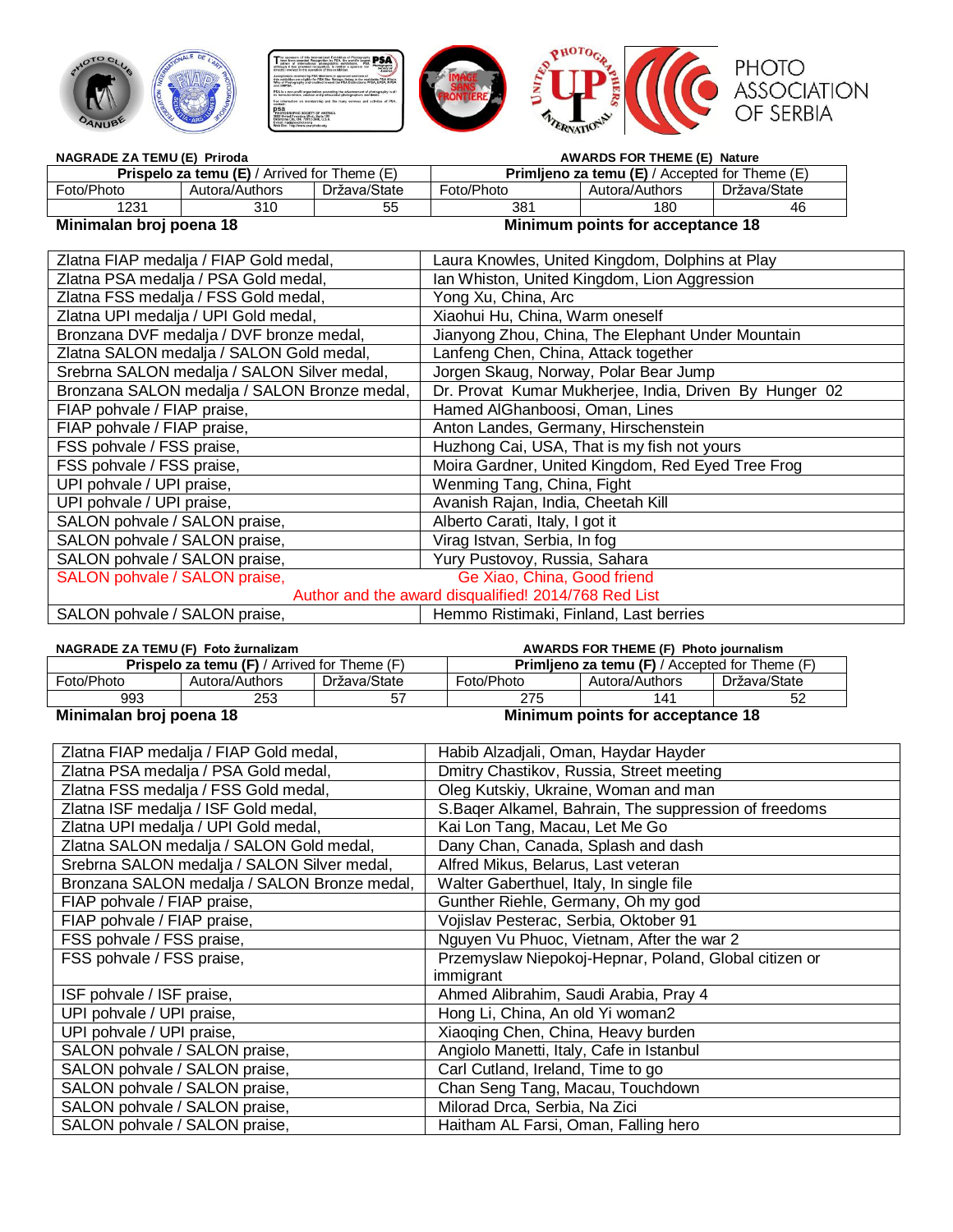PHOTO ASSOCIATION OF SERBIA

**NAGRADE ZA TEMU (E) Priroda** — **AWARDS FOR THEME (E) Nature**

| **Prispelo za temu (E)** / Arrived for Theme (E) | | | **Primljeno za temu (E)** / Accepted for Theme (E) | | |
|---|---|---|---|---|---|
| Foto/Photo | Autora/Authors | Država/State | Foto/Photo | Autora/Authors | Država/State |
| 1231 | 310 | 55 | 381 | 180 | 46 |

**Minimalan broj poena 18** — **Minimum points for acceptance 18**

| | |
|---|---|
| Zlatna FIAP medalja / FIAP Gold medal, | Laura Knowles, United Kingdom, Dolphins at Play |
| Zlatna PSA medalja / PSA Gold medal, | Ian Whiston, United Kingdom, Lion Aggression |
| Zlatna FSS medalja / FSS Gold medal, | Yong Xu, China, Arc |
| Zlatna UPI medalja / UPI Gold medal, | Xiaohui Hu, China, Warm oneself |
| Bronzana DVF medalja / DVF bronze medal, | Jianyong Zhou, China, The Elephant Under Mountain |
| Zlatna SALON medalja / SALON Gold medal, | Lanfeng Chen, China, Attack together |
| Srebrna SALON medalja / SALON Silver medal, | Jorgen Skaug, Norway, Polar Bear Jump |
| Bronzana SALON medalja / SALON Bronze medal, | Dr. Provat Kumar Mukherjee, India, Driven By Hunger 02 |
| FIAP pohvale / FIAP praise, | Hamed AlGhanboosi, Oman, Lines |
| FIAP pohvale / FIAP praise, | Anton Landes, Germany, Hirschenstein |
| FSS pohvale / FSS praise, | Huzhong Cai, USA, That is my fish not yours |
| FSS pohvale / FSS praise, | Moira Gardner, United Kingdom, Red Eyed Tree Frog |
| UPI pohvale / UPI praise, | Wenming Tang, China, Fight |
| UPI pohvale / UPI praise, | Avanish Rajan, India, Cheetah Kill |
| SALON pohvale / SALON praise, | Alberto Carati, Italy, I got it |
| SALON pohvale / SALON praise, | Virag Istvan, Serbia, In fog |
| SALON pohvale / SALON praise, | Yury Pustovoy, Russia, Sahara |
| SALON pohvale / SALON praise, | Ge Xiao, China, Good friend |
| Author and the award disqualified! 2014/768 Red List | |
| SALON pohvale / SALON praise, | Hemmo Ristimaki, Finland, Last berries |

**NAGRADE ZA TEMU (F) Foto žurnalizam** — **AWARDS FOR THEME (F) Photo journalism**

| **Prispelo za temu (F)** / Arrived for Theme (F) | | | **Primljeno za temu (F)** / Accepted for Theme (F) | | |
|---|---|---|---|---|---|
| Foto/Photo | Autora/Authors | Država/State | Foto/Photo | Autora/Authors | Država/State |
| 993 | 253 | 57 | 275 | 141 | 52 |

**Minimalan broj poena 18** — **Minimum points for acceptance 18**

| | |
|---|---|
| Zlatna FIAP medalja / FIAP Gold medal, | Habib Alzadjali, Oman, Haydar Hayder |
| Zlatna PSA medalja / PSA Gold medal, | Dmitry Chastikov, Russia, Street meeting |
| Zlatna FSS medalja / FSS Gold medal, | Oleg Kutskiy, Ukraine, Woman and man |
| Zlatna ISF medalja / ISF Gold medal, | S.Baqer Alkamel, Bahrain, The suppression of freedoms |
| Zlatna UPI medalja / UPI Gold medal, | Kai Lon Tang, Macau, Let Me Go |
| Zlatna SALON medalja / SALON Gold medal, | Dany Chan, Canada, Splash and dash |
| Srebrna SALON medalja / SALON Silver medal, | Alfred Mikus, Belarus, Last veteran |
| Bronzana SALON medalja / SALON Bronze medal, | Walter Gaberthuel, Italy, In single file |
| FIAP pohvale / FIAP praise, | Gunther Riehle, Germany, Oh my god |
| FIAP pohvale / FIAP praise, | Vojislav Pesterac, Serbia, Oktober 91 |
| FSS pohvale / FSS praise, | Nguyen Vu Phuoc, Vietnam, After the war 2 |
| FSS pohvale / FSS praise, | Przemyslaw Niepokoj-Hepnar, Poland, Global citizen or immigrant |
| ISF pohvale / ISF praise, | Ahmed Alibrahim, Saudi Arabia, Pray 4 |
| UPI pohvale / UPI praise, | Hong Li, China, An old Yi woman2 |
| UPI pohvale / UPI praise, | Xiaoqing Chen, China, Heavy burden |
| SALON pohvale / SALON praise, | Angiolo Manetti, Italy, Cafe in Istanbul |
| SALON pohvale / SALON praise, | Carl Cutland, Ireland, Time to go |
| SALON pohvale / SALON praise, | Chan Seng Tang, Macau, Touchdown |
| SALON pohvale / SALON praise, | Milorad Drca, Serbia, Na Zici |
| SALON pohvale / SALON praise, | Haitham AL Farsi, Oman, Falling hero |